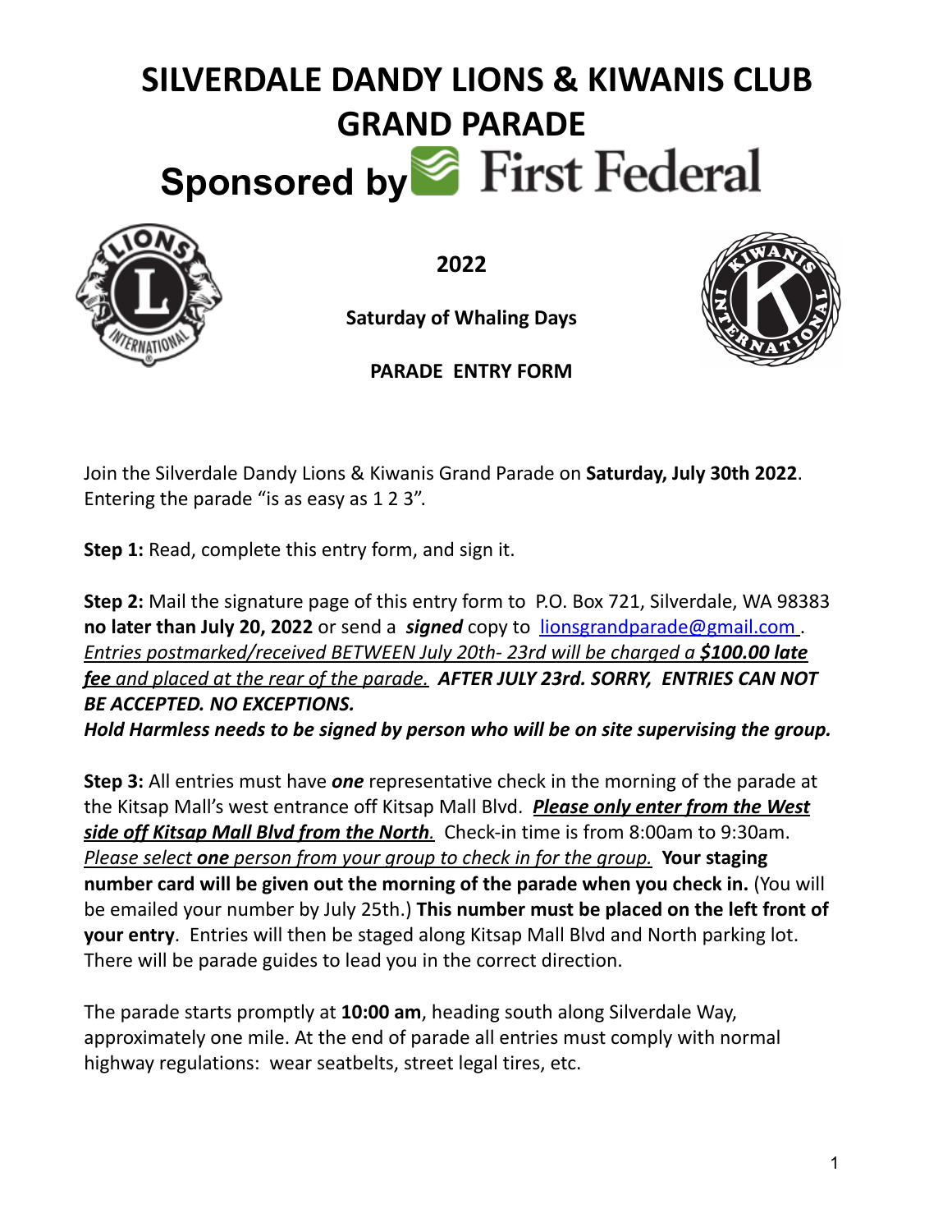# SILVERDALE DANDY LIONS & KIWANIS CLUB GRAND PARADE

## Sponsored by First Federal

**2022**

**Saturday of Whaling Days**

**PARADE ENTRY FORM**

Join the Silverdale Dandy Lions & Kiwanis Grand Parade on **Saturday, July 30th 2022**. Entering the parade "is as easy as 1 2 3".

**Step 1:** Read, complete this entry form, and sign it.

**Step 2:** Mail the signature page of this entry form to P.O. Box 721, Silverdale, WA 98383 **no later than July 20, 2022** or send a ***signed*** copy to lionsgrandparade@gmail.com . *Entries postmarked/received BETWEEN July 20th- 23rd will be charged a **$100.00 late fee** and placed at the rear of the parade.* ***AFTER JULY 23rd. SORRY, ENTRIES CAN NOT BE ACCEPTED. NO EXCEPTIONS.***
***Hold Harmless needs to be signed by person who will be on site supervising the group.***

**Step 3:** All entries must have ***one*** representative check in the morning of the parade at the Kitsap Mall's west entrance off Kitsap Mall Blvd. ***Please only enter from the West side off Kitsap Mall Blvd from the North.*** Check-in time is from 8:00am to 9:30am. *Please select **one** person from your group to check in for the group.* **Your staging number card will be given out the morning of the parade when you check in.** (You will be emailed your number by July 25th.) **This number must be placed on the left front of your entry**. Entries will then be staged along Kitsap Mall Blvd and North parking lot. There will be parade guides to lead you in the correct direction.

The parade starts promptly at **10:00 am**, heading south along Silverdale Way, approximately one mile. At the end of parade all entries must comply with normal highway regulations: wear seatbelts, street legal tires, etc.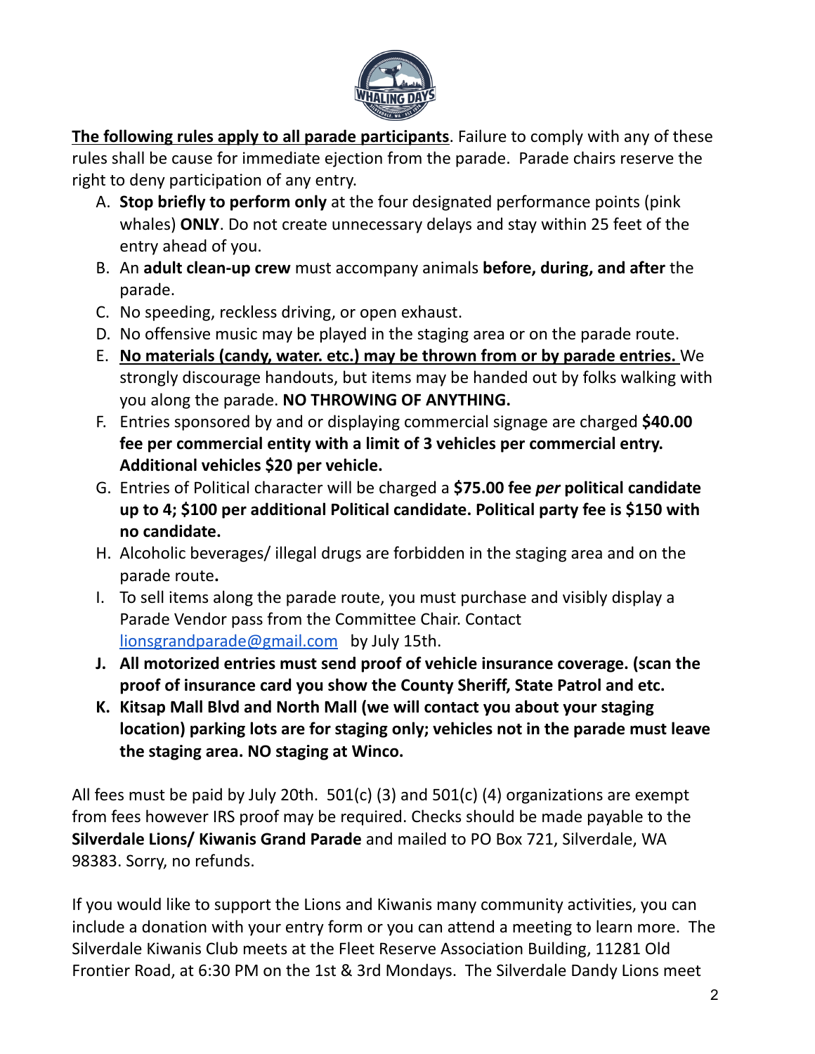**<u>The following rules apply to all parade participants</u>**. Failure to comply with any of these rules shall be cause for immediate ejection from the parade. Parade chairs reserve the right to deny participation of any entry.

A. **Stop briefly to perform only** at the four designated performance points (pink whales) **ONLY**. Do not create unnecessary delays and stay within 25 feet of the entry ahead of you.
B. An **adult clean-up crew** must accompany animals **before, during, and after** the parade.
C. No speeding, reckless driving, or open exhaust.
D. No offensive music may be played in the staging area or on the parade route.
E. **<u>No materials (candy, water. etc.) may be thrown from or by parade entries.</u>** We strongly discourage handouts, but items may be handed out by folks walking with you along the parade. **NO THROWING OF ANYTHING.**
F. Entries sponsored by and or displaying commercial signage are charged **$40.00 fee per commercial entity with a limit of 3 vehicles per commercial entry. Additional vehicles $20 per vehicle.**
G. Entries of Political character will be charged a **$75.00 fee *per* political candidate up to 4; $100 per additional Political candidate. Political party fee is $150 with no candidate.**
H. Alcoholic beverages/ illegal drugs are forbidden in the staging area and on the parade route**.**
I. To sell items along the parade route, you must purchase and visibly display a Parade Vendor pass from the Committee Chair. Contact lionsgrandparade@gmail.com by July 15th.
J. **All motorized entries must send proof of vehicle insurance coverage. (scan the proof of insurance card you show the County Sheriff, State Patrol and etc.**
K. **Kitsap Mall Blvd and North Mall (we will contact you about your staging location) parking lots are for staging only; vehicles not in the parade must leave the staging area. NO staging at Winco.**

All fees must be paid by July 20th. 501(c) (3) and 501(c) (4) organizations are exempt from fees however IRS proof may be required. Checks should be made payable to the **Silverdale Lions/ Kiwanis Grand Parade** and mailed to PO Box 721, Silverdale, WA 98383. Sorry, no refunds.

If you would like to support the Lions and Kiwanis many community activities, you can include a donation with your entry form or you can attend a meeting to learn more. The Silverdale Kiwanis Club meets at the Fleet Reserve Association Building, 11281 Old Frontier Road, at 6:30 PM on the 1st & 3rd Mondays. The Silverdale Dandy Lions meet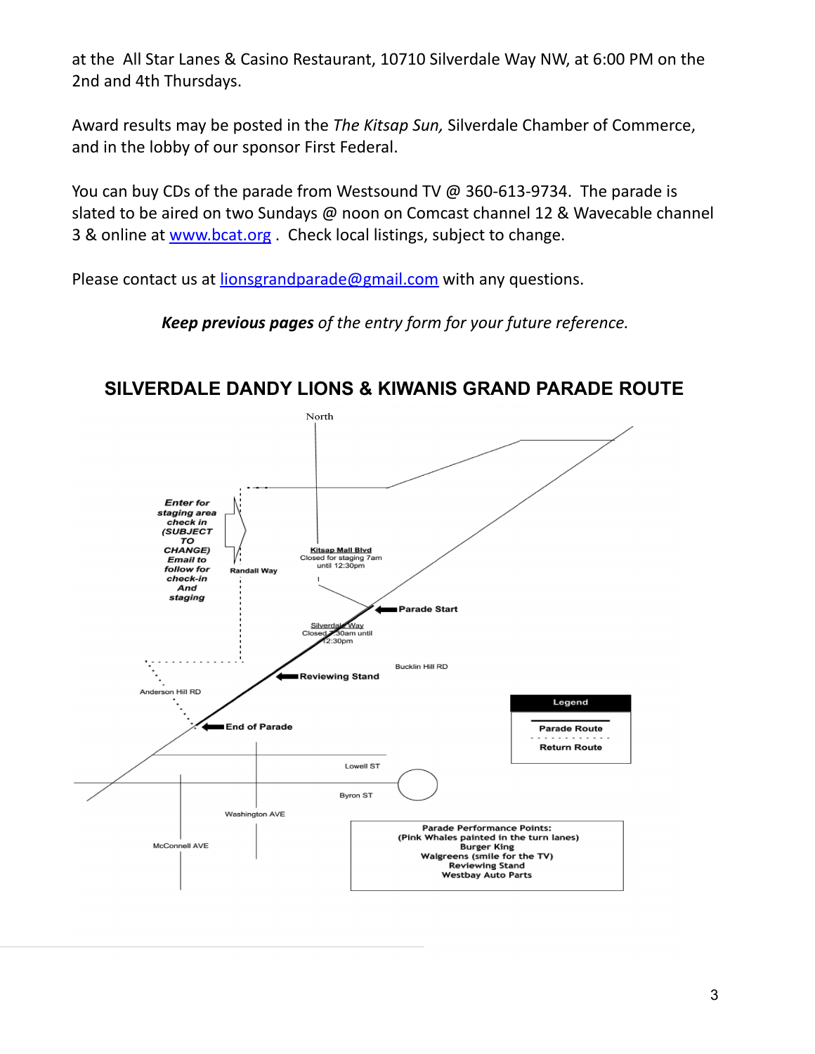at the All Star Lanes & Casino Restaurant, 10710 Silverdale Way NW, at 6:00 PM on the 2nd and 4th Thursdays.

Award results may be posted in the *The Kitsap Sun,* Silverdale Chamber of Commerce, and in the lobby of our sponsor First Federal.

You can buy CDs of the parade from Westsound TV @ 360-613-9734. The parade is slated to be aired on two Sundays @ noon on Comcast channel 12 & Wavecable channel 3 & online at [www.bcat.org](http://www.bcat.org) . Check local listings, subject to change.

Please contact us at [lionsgrandparade@gmail.com](mailto:lionsgrandparade@gmail.com) with any questions.

***Keep previous pages** of the entry form for your future reference.*

## SILVERDALE DANDY LIONS & KIWANIS GRAND PARADE ROUTE

North

***Enter for staging area check in (SUBJECT TO CHANGE) Email to follow for check-in And staging***

Randall Way

Kitsap Mall Blvd
Closed for staging 7am until 12:30pm

Parade Start

Silverdale Way
Closed 7:30am until 12:30pm

Bucklin Hill RD

Reviewing Stand

Anderson Hill RD

End of Parade

Lowell ST

Byron ST

Washington AVE

McConnell AVE

**Legend**

- Parade Route
- Return Route

**Parade Performance Points:**
**(Pink Whales painted in the turn lanes)**
**Burger King**
**Walgreens (smile for the TV)**
**Reviewing Stand**
**Westbay Auto Parts**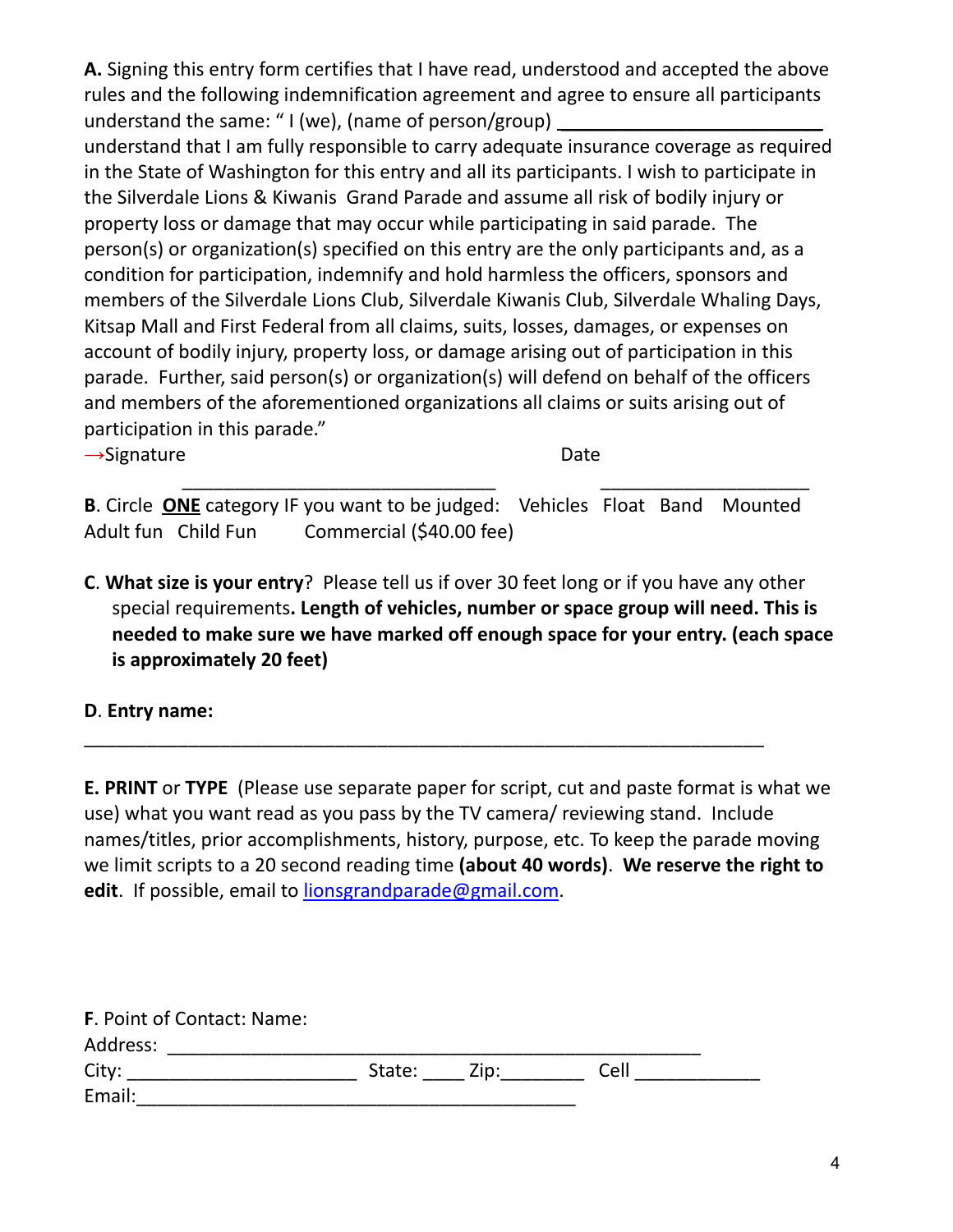**A.** Signing this entry form certifies that I have read, understood and accepted the above rules and the following indemnification agreement and agree to ensure all participants understand the same: " I (we), (name of person/group) _________________________ understand that I am fully responsible to carry adequate insurance coverage as required in the State of Washington for this entry and all its participants. I wish to participate in the Silverdale Lions & Kiwanis Grand Parade and assume all risk of bodily injury or property loss or damage that may occur while participating in said parade. The person(s) or organization(s) specified on this entry are the only participants and, as a condition for participation, indemnify and hold harmless the officers, sponsors and members of the Silverdale Lions Club, Silverdale Kiwanis Club, Silverdale Whaling Days, Kitsap Mall and First Federal from all claims, suits, losses, damages, or expenses on account of bodily injury, property loss, or damage arising out of participation in this parade. Further, said person(s) or organization(s) will defend on behalf of the officers and members of the aforementioned organizations all claims or suits arising out of participation in this parade."

→Signature _______________________________ Date ____________________

**B**. Circle **<u>ONE</u>** category IF you want to be judged: Vehicles Float Band Mounted Adult fun Child Fun Commercial ($40.00 fee)

**C**. **What size is your entry**? Please tell us if over 30 feet long or if you have any other special requirements**. Length of vehicles, number or space group will need. This is needed to make sure we have marked off enough space for your entry. (each space is approximately 20 feet)**

**D**. **Entry name:**

_________________________________________________________________

**E. PRINT** or **TYPE** (Please use separate paper for script, cut and paste format is what we use) what you want read as you pass by the TV camera/ reviewing stand. Include names/titles, prior accomplishments, history, purpose, etc. To keep the parade moving we limit scripts to a 20 second reading time **(about 40 words)**. **We reserve the right to edit**. If possible, email to lionsgrandparade@gmail.com.

**F**. Point of Contact: Name:
Address: ____________________________________________________
City: ______________________ State: ____ Zip:________ Cell ____________
Email:___________________________________________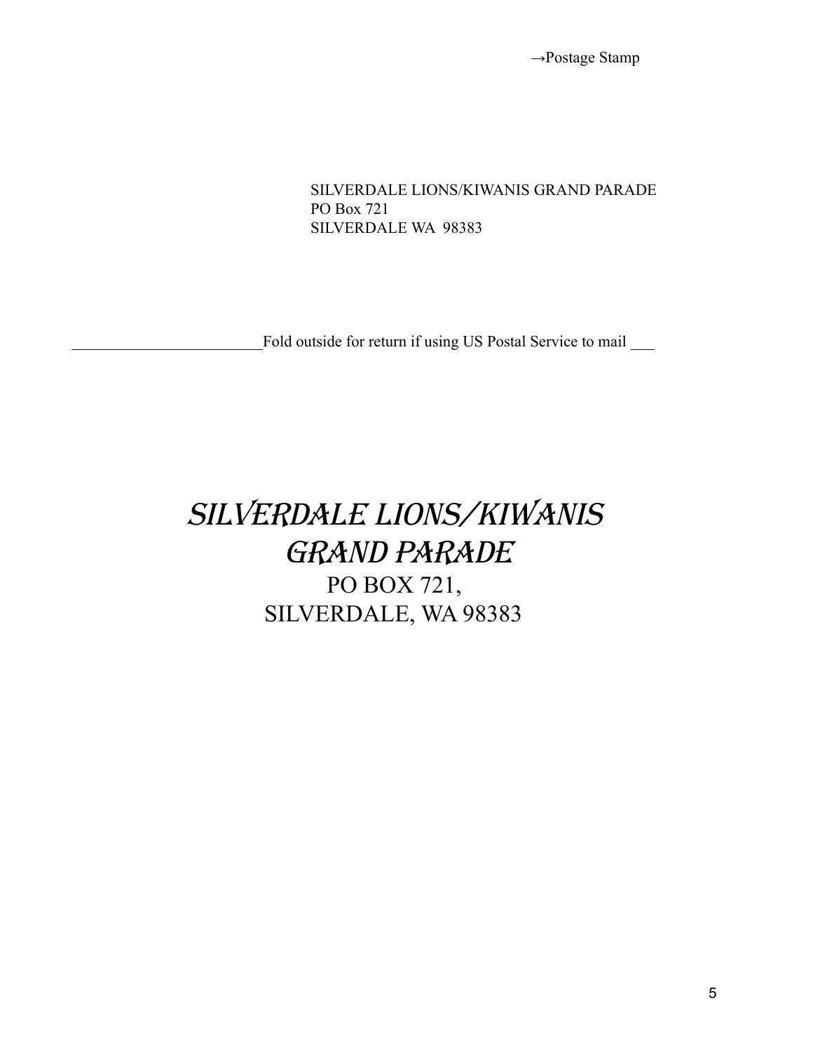→Postage Stamp

SILVERDALE LIONS/KIWANIS GRAND PARADE
PO Box 721
SILVERDALE WA 98383

________________________Fold outside for return if using US Postal Service to mail ___

# SILVERDALE LIONS/KIWANIS GRAND PARADE

PO BOX 721,
SILVERDALE, WA 98383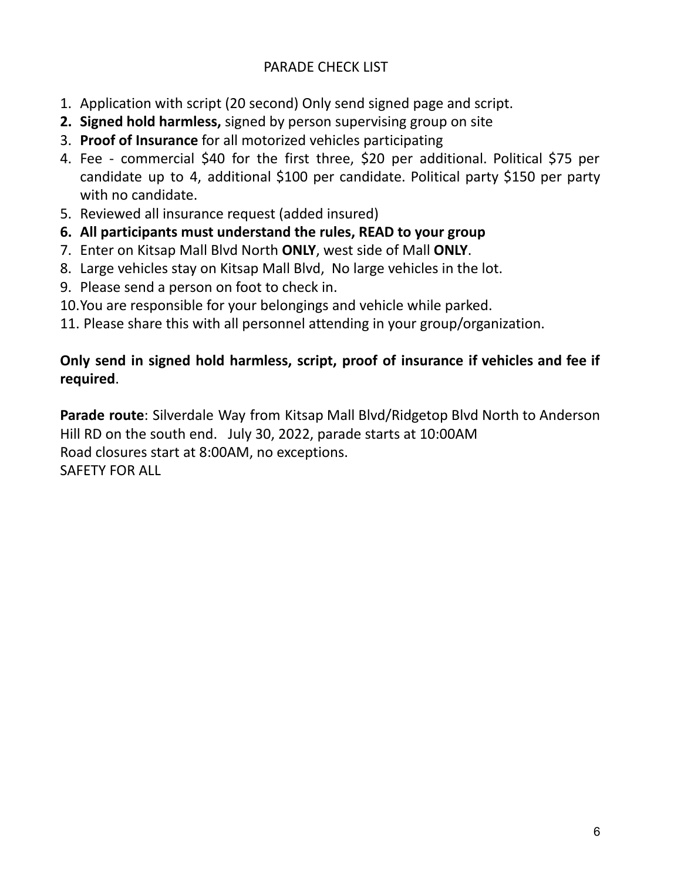# PARADE CHECK LIST

1. Application with script (20 second) Only send signed page and script.
2. **Signed hold harmless,** signed by person supervising group on site
3. **Proof of Insurance** for all motorized vehicles participating
4. Fee - commercial $40 for the first three, $20 per additional. Political $75 per candidate up to 4, additional $100 per candidate. Political party $150 per party with no candidate.
5. Reviewed all insurance request (added insured)
6. **All participants must understand the rules, READ to your group**
7. Enter on Kitsap Mall Blvd North **ONLY**, west side of Mall **ONLY**.
8. Large vehicles stay on Kitsap Mall Blvd, No large vehicles in the lot.
9. Please send a person on foot to check in.
10. You are responsible for your belongings and vehicle while parked.
11. Please share this with all personnel attending in your group/organization.

**Only send in signed hold harmless, script, proof of insurance if vehicles and fee if required**.

**Parade route**: Silverdale Way from Kitsap Mall Blvd/Ridgetop Blvd North to Anderson Hill RD on the south end. July 30, 2022, parade starts at 10:00AM
Road closures start at 8:00AM, no exceptions.
SAFETY FOR ALL